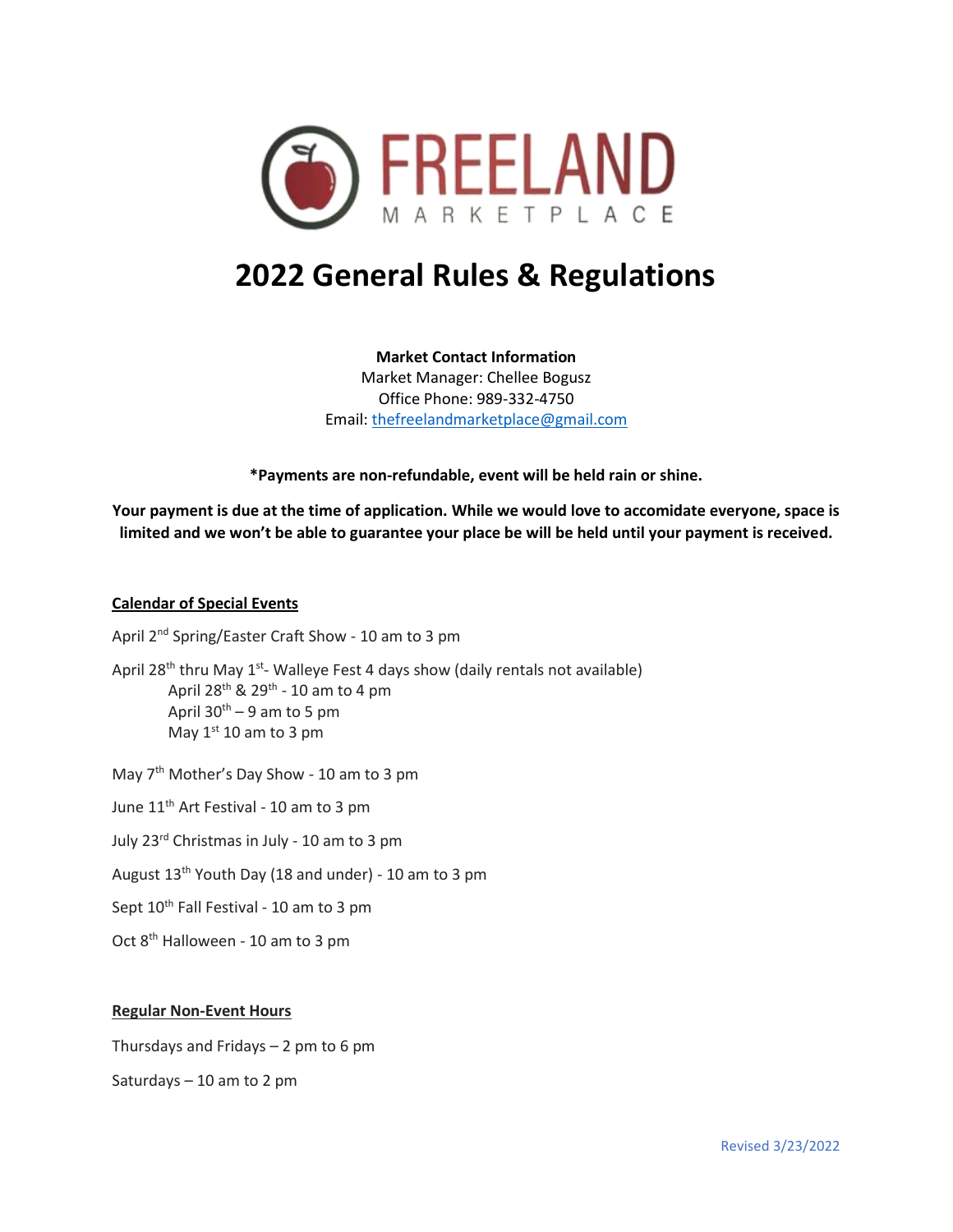# FREELAND MARKETPLACE

# 2022 General Rules & Regulations

**Market Contact Information**
Market Manager: Chellee Bogusz
Office Phone: 989-332-4750
Email: thefreelandmarketplace@gmail.com

**\*Payments are non-refundable, event will be held rain or shine.**

**Your payment is due at the time of application. While we would love to accomidate everyone, space is limited and we won't be able to guarantee your place be will be held until your payment is received.**

## Calendar of Special Events

April 2nd Spring/Easter Craft Show - 10 am to 3 pm

April 28th thru May 1st- Walleye Fest 4 days show (daily rentals not available)
- April 28th & 29th - 10 am to 4 pm
- April 30th – 9 am to 5 pm
- May 1st 10 am to 3 pm

May 7th Mother's Day Show - 10 am to 3 pm

June 11th Art Festival - 10 am to 3 pm

July 23rd Christmas in July - 10 am to 3 pm

August 13th Youth Day (18 and under) - 10 am to 3 pm

Sept 10th Fall Festival - 10 am to 3 pm

Oct 8th Halloween - 10 am to 3 pm

## Regular Non-Event Hours

Thursdays and Fridays – 2 pm to 6 pm

Saturdays – 10 am to 2 pm

Revised 3/23/2022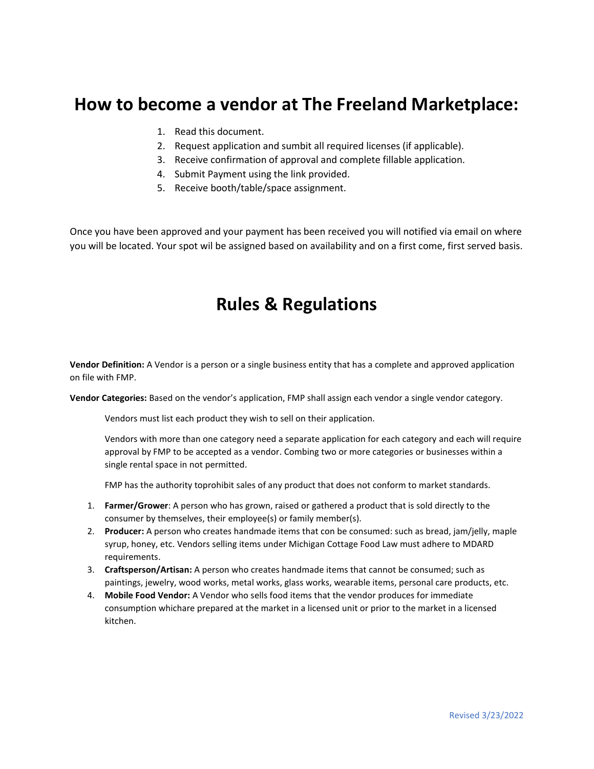# How to become a vendor at The Freeland Marketplace:

1. Read this document.
2. Request application and sumbit all required licenses (if applicable).
3. Receive confirmation of approval and complete fillable application.
4. Submit Payment using the link provided.
5. Receive booth/table/space assignment.

Once you have been approved and your payment has been received you will notified via email on where you will be located. Your spot wil be assigned based on availability and on a first come, first served basis.

# Rules & Regulations

**Vendor Definition:** A Vendor is a person or a single business entity that has a complete and approved application on file with FMP.

**Vendor Categories:** Based on the vendor's application, FMP shall assign each vendor a single vendor category.

Vendors must list each product they wish to sell on their application.

Vendors with more than one category need a separate application for each category and each will require approval by FMP to be accepted as a vendor. Combing two or more categories or businesses within a single rental space in not permitted.

FMP has the authority toprohibit sales of any product that does not conform to market standards.

1. **Farmer/Grower**: A person who has grown, raised or gathered a product that is sold directly to the consumer by themselves, their employee(s) or family member(s).
2. **Producer:** A person who creates handmade items that con be consumed: such as bread, jam/jelly, maple syrup, honey, etc. Vendors selling items under Michigan Cottage Food Law must adhere to MDARD requirements.
3. **Craftsperson/Artisan:** A person who creates handmade items that cannot be consumed; such as paintings, jewelry, wood works, metal works, glass works, wearable items, personal care products, etc.
4. **Mobile Food Vendor:** A Vendor who sells food items that the vendor produces for immediate consumption whichare prepared at the market in a licensed unit or prior to the market in a licensed kitchen.

Revised 3/23/2022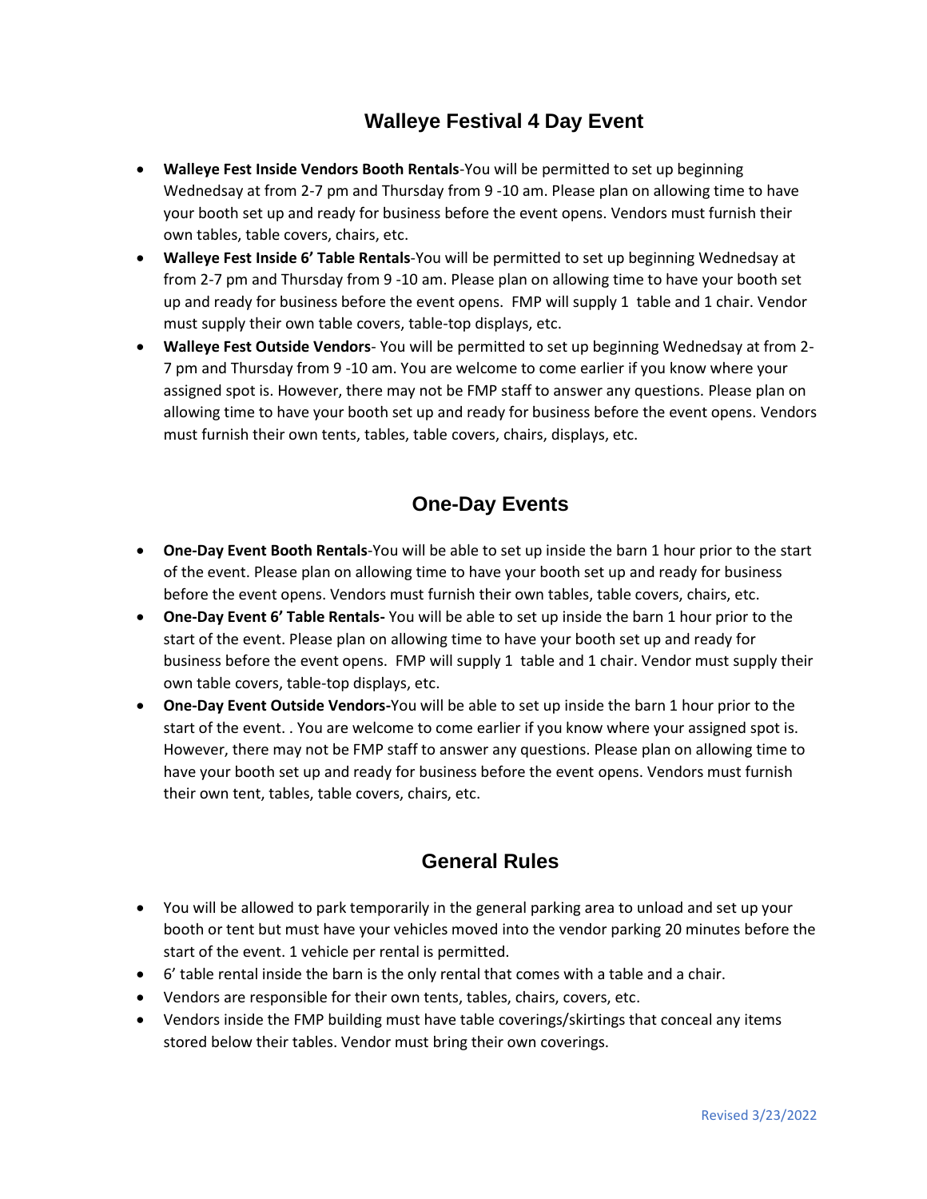## Walleye Festival 4 Day Event

- **Walleye Fest Inside Vendors Booth Rentals**-You will be permitted to set up beginning Wednedsay at from 2-7 pm and Thursday from 9 -10 am. Please plan on allowing time to have your booth set up and ready for business before the event opens. Vendors must furnish their own tables, table covers, chairs, etc.
- **Walleye Fest Inside 6' Table Rentals**-You will be permitted to set up beginning Wednedsay at from 2-7 pm and Thursday from 9 -10 am. Please plan on allowing time to have your booth set up and ready for business before the event opens. FMP will supply 1 table and 1 chair. Vendor must supply their own table covers, table-top displays, etc.
- **Walleye Fest Outside Vendors**- You will be permitted to set up beginning Wednedsay at from 2-7 pm and Thursday from 9 -10 am. You are welcome to come earlier if you know where your assigned spot is. However, there may not be FMP staff to answer any questions. Please plan on allowing time to have your booth set up and ready for business before the event opens. Vendors must furnish their own tents, tables, table covers, chairs, displays, etc.

## One-Day Events

- **One-Day Event Booth Rentals**-You will be able to set up inside the barn 1 hour prior to the start of the event. Please plan on allowing time to have your booth set up and ready for business before the event opens. Vendors must furnish their own tables, table covers, chairs, etc.
- **One-Day Event 6' Table Rentals-** You will be able to set up inside the barn 1 hour prior to the start of the event. Please plan on allowing time to have your booth set up and ready for business before the event opens. FMP will supply 1 table and 1 chair. Vendor must supply their own table covers, table-top displays, etc.
- **One-Day Event Outside Vendors-**You will be able to set up inside the barn 1 hour prior to the start of the event. . You are welcome to come earlier if you know where your assigned spot is. However, there may not be FMP staff to answer any questions. Please plan on allowing time to have your booth set up and ready for business before the event opens. Vendors must furnish their own tent, tables, table covers, chairs, etc.

## General Rules

- You will be allowed to park temporarily in the general parking area to unload and set up your booth or tent but must have your vehicles moved into the vendor parking 20 minutes before the start of the event. 1 vehicle per rental is permitted.
- 6' table rental inside the barn is the only rental that comes with a table and a chair.
- Vendors are responsible for their own tents, tables, chairs, covers, etc.
- Vendors inside the FMP building must have table coverings/skirtings that conceal any items stored below their tables. Vendor must bring their own coverings.

Revised 3/23/2022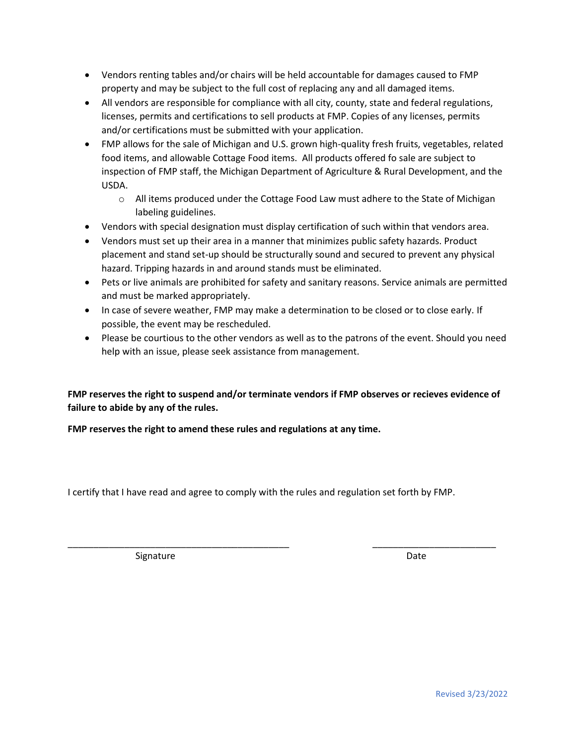- Vendors renting tables and/or chairs will be held accountable for damages caused to FMP property and may be subject to the full cost of replacing any and all damaged items.
- All vendors are responsible for compliance with all city, county, state and federal regulations, licenses, permits and certifications to sell products at FMP. Copies of any licenses, permits and/or certifications must be submitted with your application.
- FMP allows for the sale of Michigan and U.S. grown high-quality fresh fruits, vegetables, related food items, and allowable Cottage Food items. All products offered fo sale are subject to inspection of FMP staff, the Michigan Department of Agriculture & Rural Development, and the USDA.
  - All items produced under the Cottage Food Law must adhere to the State of Michigan labeling guidelines.
- Vendors with special designation must display certification of such within that vendors area.
- Vendors must set up their area in a manner that minimizes public safety hazards. Product placement and stand set-up should be structurally sound and secured to prevent any physical hazard. Tripping hazards in and around stands must be eliminated.
- Pets or live animals are prohibited for safety and sanitary reasons. Service animals are permitted and must be marked appropriately.
- In case of severe weather, FMP may make a determination to be closed or to close early. If possible, the event may be rescheduled.
- Please be courtious to the other vendors as well as to the patrons of the event. Should you need help with an issue, please seek assistance from management.

**FMP reserves the right to suspend and/or terminate vendors if FMP observes or recieves evidence of failure to abide by any of the rules.**

**FMP reserves the right to amend these rules and regulations at any time.**

I certify that I have read and agree to comply with the rules and regulation set forth by FMP.

_____________________________________________ &nbsp;&nbsp;&nbsp;&nbsp;&nbsp;&nbsp;&nbsp;&nbsp; _________________________

Signature &nbsp;&nbsp;&nbsp;&nbsp;&nbsp;&nbsp;&nbsp;&nbsp;&nbsp;&nbsp;&nbsp;&nbsp;&nbsp;&nbsp;&nbsp;&nbsp;&nbsp;&nbsp;&nbsp;&nbsp;&nbsp;&nbsp;&nbsp;&nbsp;&nbsp;&nbsp;&nbsp;&nbsp;&nbsp;&nbsp;&nbsp;&nbsp;&nbsp;&nbsp;&nbsp;&nbsp;&nbsp;&nbsp;&nbsp;&nbsp; Date

Revised 3/23/2022